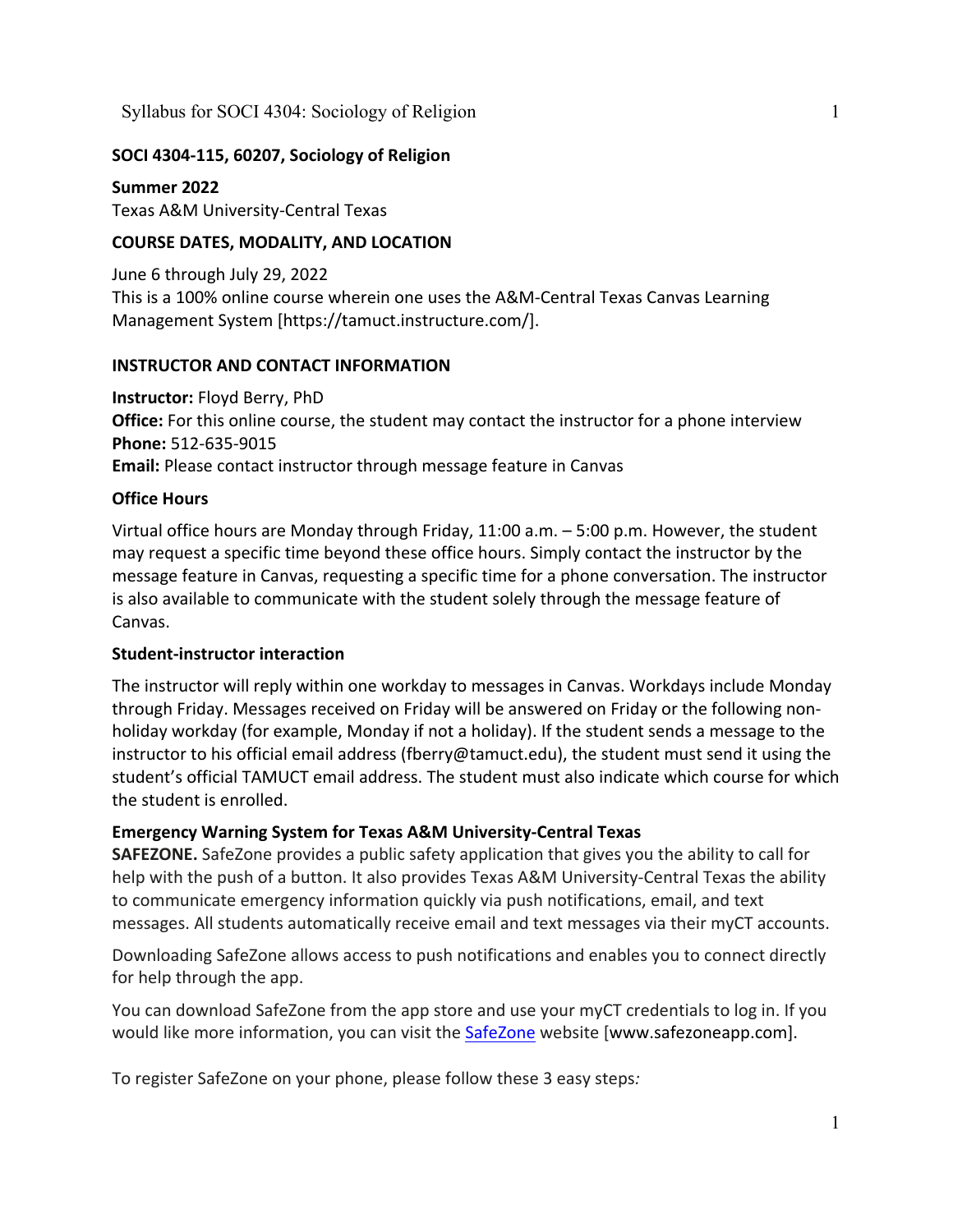**SOCI 4304-115, 60207, Sociology of Religion**

**Summer 2022**
Texas A&M University-Central Texas

**COURSE DATES, MODALITY, AND LOCATION**

June 6 through July 29, 2022
This is a 100% online course wherein one uses the A&M-Central Texas Canvas Learning Management System [https://tamuct.instructure.com/].

**INSTRUCTOR AND CONTACT INFORMATION**

**Instructor:** Floyd Berry, PhD
**Office:** For this online course, the student may contact the instructor for a phone interview
**Phone:** 512-635-9015
**Email:** Please contact instructor through message feature in Canvas

**Office Hours**

Virtual office hours are Monday through Friday, 11:00 a.m. – 5:00 p.m. However, the student may request a specific time beyond these office hours. Simply contact the instructor by the message feature in Canvas, requesting a specific time for a phone conversation. The instructor is also available to communicate with the student solely through the message feature of Canvas.

**Student-instructor interaction**

The instructor will reply within one workday to messages in Canvas. Workdays include Monday through Friday. Messages received on Friday will be answered on Friday or the following non-holiday workday (for example, Monday if not a holiday). If the student sends a message to the instructor to his official email address (fberry@tamuct.edu), the student must send it using the student's official TAMUCT email address. The student must also indicate which course for which the student is enrolled.

**Emergency Warning System for Texas A&M University-Central Texas**
**SAFEZONE.** SafeZone provides a public safety application that gives you the ability to call for help with the push of a button. It also provides Texas A&M University-Central Texas the ability to communicate emergency information quickly via push notifications, email, and text messages. All students automatically receive email and text messages via their myCT accounts.

Downloading SafeZone allows access to push notifications and enables you to connect directly for help through the app.

You can download SafeZone from the app store and use your myCT credentials to log in. If you would like more information, you can visit the SafeZone website [www.safezoneapp.com].

To register SafeZone on your phone, please follow these 3 easy steps*:*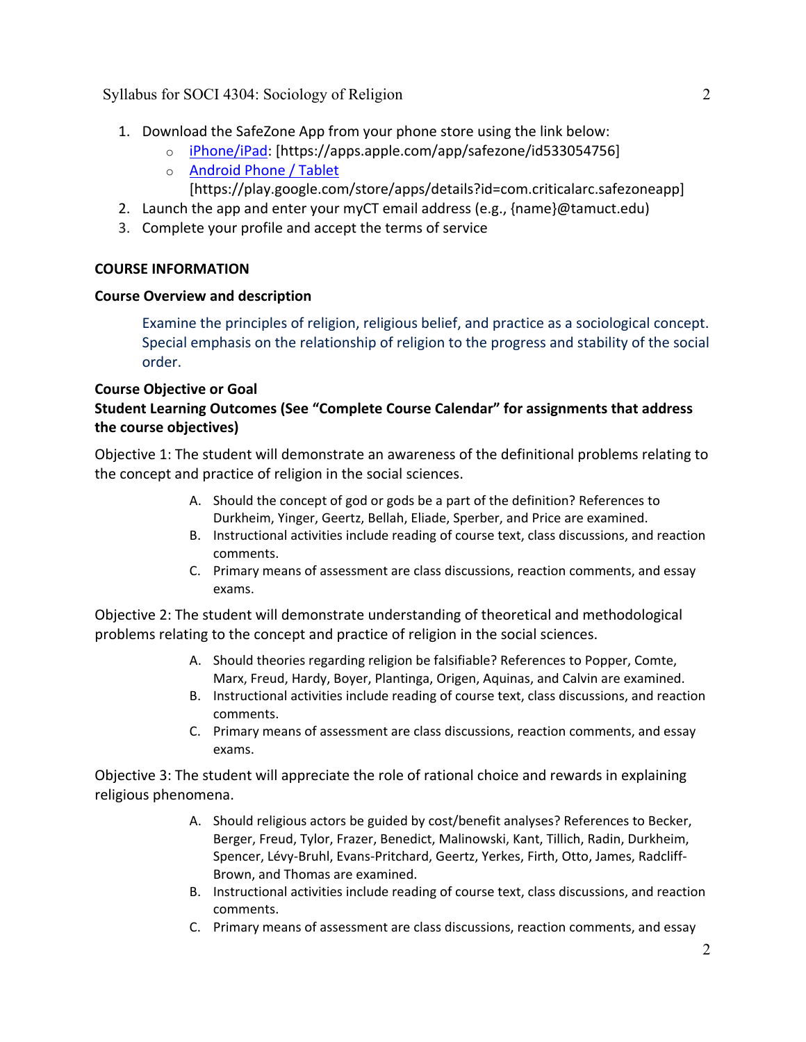1. Download the SafeZone App from your phone store using the link below:
   - [iPhone/iPad](https://apps.apple.com/app/safezone/id533054756): [https://apps.apple.com/app/safezone/id533054756]
   - [Android Phone / Tablet](https://play.google.com/store/apps/details?id=com.criticalarc.safezoneapp) [https://play.google.com/store/apps/details?id=com.criticalarc.safezoneapp]
2. Launch the app and enter your myCT email address (e.g., {name}@tamuct.edu)
3. Complete your profile and accept the terms of service

**COURSE INFORMATION**

**Course Overview and description**

> Examine the principles of religion, religious belief, and practice as a sociological concept. Special emphasis on the relationship of religion to the progress and stability of the social order.

**Course Objective or Goal**

**Student Learning Outcomes (See "Complete Course Calendar" for assignments that address the course objectives)**

Objective 1: The student will demonstrate an awareness of the definitional problems relating to the concept and practice of religion in the social sciences.

A. Should the concept of god or gods be a part of the definition? References to Durkheim, Yinger, Geertz, Bellah, Eliade, Sperber, and Price are examined.
B. Instructional activities include reading of course text, class discussions, and reaction comments.
C. Primary means of assessment are class discussions, reaction comments, and essay exams.

Objective 2: The student will demonstrate understanding of theoretical and methodological problems relating to the concept and practice of religion in the social sciences.

A. Should theories regarding religion be falsifiable? References to Popper, Comte, Marx, Freud, Hardy, Boyer, Plantinga, Origen, Aquinas, and Calvin are examined.
B. Instructional activities include reading of course text, class discussions, and reaction comments.
C. Primary means of assessment are class discussions, reaction comments, and essay exams.

Objective 3: The student will appreciate the role of rational choice and rewards in explaining religious phenomena.

A. Should religious actors be guided by cost/benefit analyses? References to Becker, Berger, Freud, Tylor, Frazer, Benedict, Malinowski, Kant, Tillich, Radin, Durkheim, Spencer, Lévy-Bruhl, Evans-Pritchard, Geertz, Yerkes, Firth, Otto, James, Radcliff-Brown, and Thomas are examined.
B. Instructional activities include reading of course text, class discussions, and reaction comments.
C. Primary means of assessment are class discussions, reaction comments, and essay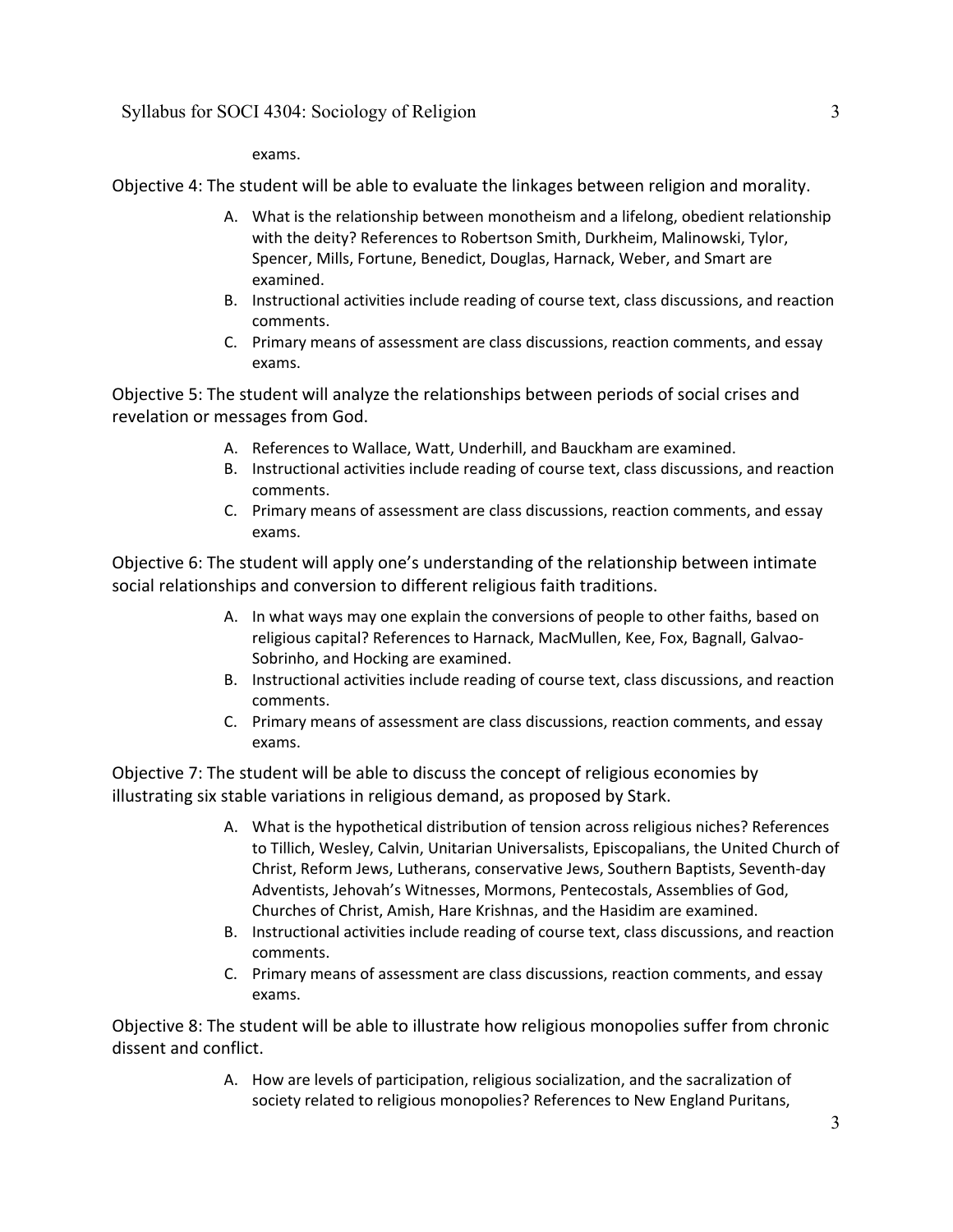exams.

Objective 4: The student will be able to evaluate the linkages between religion and morality.

A. What is the relationship between monotheism and a lifelong, obedient relationship with the deity? References to Robertson Smith, Durkheim, Malinowski, Tylor, Spencer, Mills, Fortune, Benedict, Douglas, Harnack, Weber, and Smart are examined.
B. Instructional activities include reading of course text, class discussions, and reaction comments.
C. Primary means of assessment are class discussions, reaction comments, and essay exams.

Objective 5: The student will analyze the relationships between periods of social crises and revelation or messages from God.

A. References to Wallace, Watt, Underhill, and Bauckham are examined.
B. Instructional activities include reading of course text, class discussions, and reaction comments.
C. Primary means of assessment are class discussions, reaction comments, and essay exams.

Objective 6: The student will apply one's understanding of the relationship between intimate social relationships and conversion to different religious faith traditions.

A. In what ways may one explain the conversions of people to other faiths, based on religious capital? References to Harnack, MacMullen, Kee, Fox, Bagnall, Galvao-Sobrinho, and Hocking are examined.
B. Instructional activities include reading of course text, class discussions, and reaction comments.
C. Primary means of assessment are class discussions, reaction comments, and essay exams.

Objective 7: The student will be able to discuss the concept of religious economies by illustrating six stable variations in religious demand, as proposed by Stark.

A. What is the hypothetical distribution of tension across religious niches? References to Tillich, Wesley, Calvin, Unitarian Universalists, Episcopalians, the United Church of Christ, Reform Jews, Lutherans, conservative Jews, Southern Baptists, Seventh-day Adventists, Jehovah's Witnesses, Mormons, Pentecostals, Assemblies of God, Churches of Christ, Amish, Hare Krishnas, and the Hasidim are examined.
B. Instructional activities include reading of course text, class discussions, and reaction comments.
C. Primary means of assessment are class discussions, reaction comments, and essay exams.

Objective 8: The student will be able to illustrate how religious monopolies suffer from chronic dissent and conflict.

A. How are levels of participation, religious socialization, and the sacralization of society related to religious monopolies? References to New England Puritans,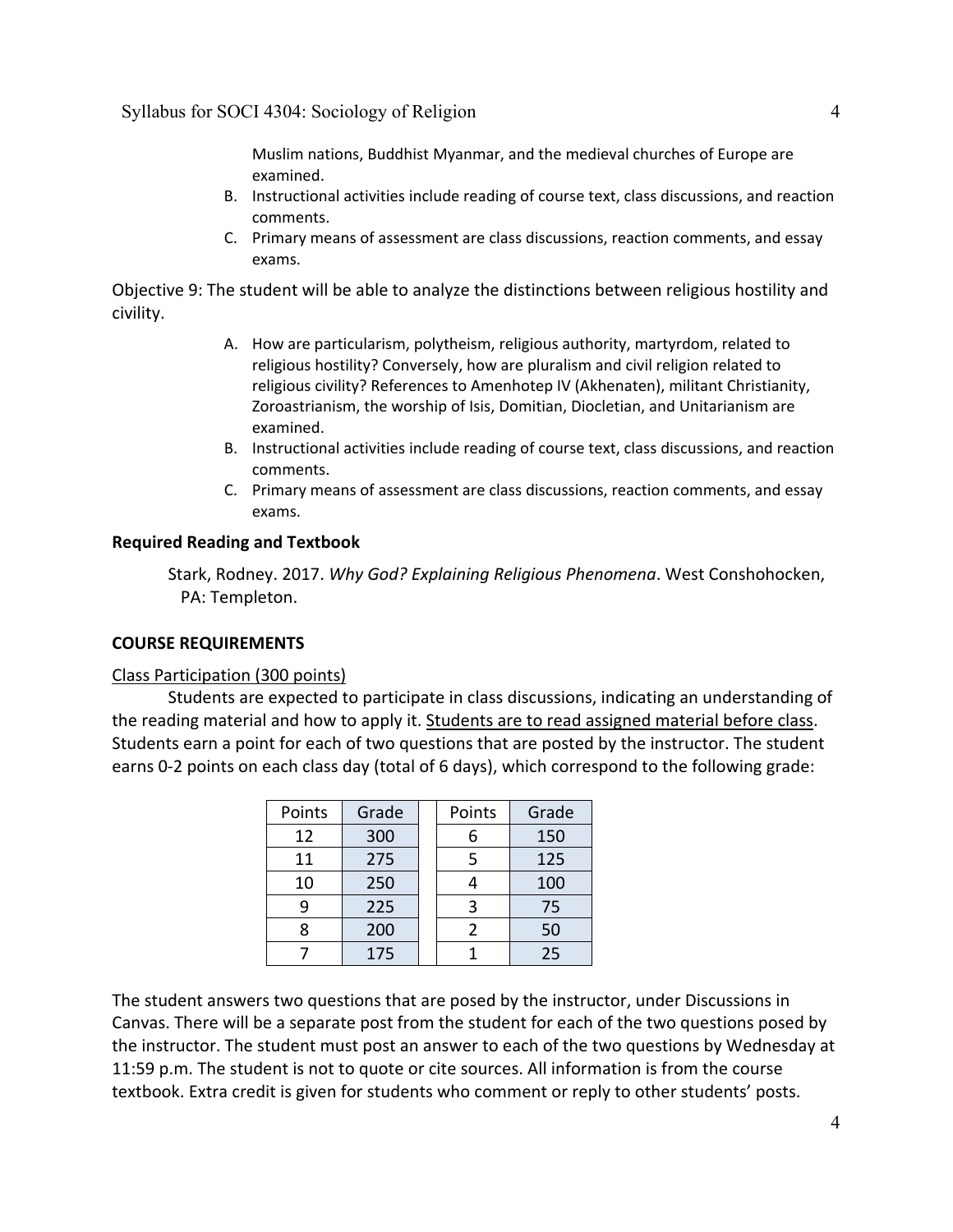Muslim nations, Buddhist Myanmar, and the medieval churches of Europe are examined.

B. Instructional activities include reading of course text, class discussions, and reaction comments.
C. Primary means of assessment are class discussions, reaction comments, and essay exams.

Objective 9: The student will be able to analyze the distinctions between religious hostility and civility.

A. How are particularism, polytheism, religious authority, martyrdom, related to religious hostility? Conversely, how are pluralism and civil religion related to religious civility? References to Amenhotep IV (Akhenaten), militant Christianity, Zoroastrianism, the worship of Isis, Domitian, Diocletian, and Unitarianism are examined.
B. Instructional activities include reading of course text, class discussions, and reaction comments.
C. Primary means of assessment are class discussions, reaction comments, and essay exams.

**Required Reading and Textbook**

Stark, Rodney. 2017. *Why God? Explaining Religious Phenomena*. West Conshohocken, PA: Templeton.

**COURSE REQUIREMENTS**

Class Participation (300 points)

Students are expected to participate in class discussions, indicating an understanding of the reading material and how to apply it. Students are to read assigned material before class. Students earn a point for each of two questions that are posted by the instructor. The student earns 0-2 points on each class day (total of 6 days), which correspond to the following grade:

| Points | Grade | | Points | Grade |
|---|---|---|---|---|
| 12 | 300 | | 6 | 150 |
| 11 | 275 | | 5 | 125 |
| 10 | 250 | | 4 | 100 |
| 9 | 225 | | 3 | 75 |
| 8 | 200 | | 2 | 50 |
| 7 | 175 | | 1 | 25 |

The student answers two questions that are posed by the instructor, under Discussions in Canvas. There will be a separate post from the student for each of the two questions posed by the instructor. The student must post an answer to each of the two questions by Wednesday at 11:59 p.m. The student is not to quote or cite sources. All information is from the course textbook. Extra credit is given for students who comment or reply to other students' posts.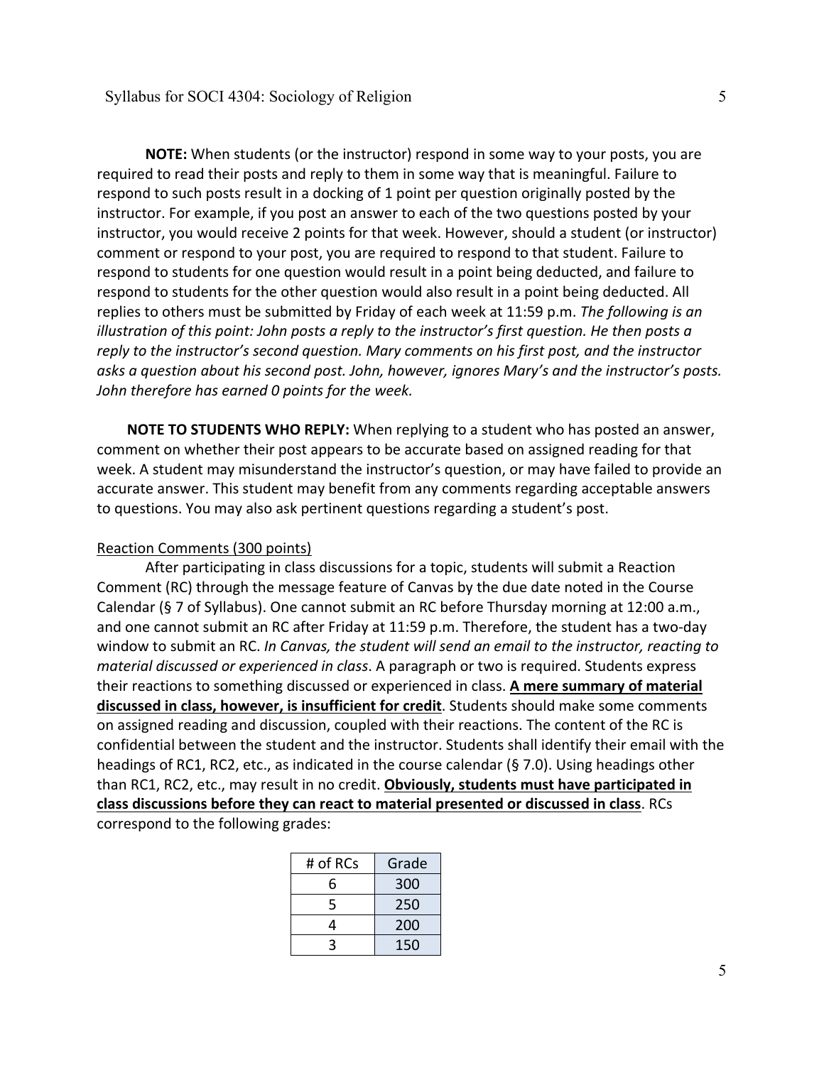**NOTE:** When students (or the instructor) respond in some way to your posts, you are required to read their posts and reply to them in some way that is meaningful. Failure to respond to such posts result in a docking of 1 point per question originally posted by the instructor. For example, if you post an answer to each of the two questions posted by your instructor, you would receive 2 points for that week. However, should a student (or instructor) comment or respond to your post, you are required to respond to that student. Failure to respond to students for one question would result in a point being deducted, and failure to respond to students for the other question would also result in a point being deducted. All replies to others must be submitted by Friday of each week at 11:59 p.m. *The following is an illustration of this point: John posts a reply to the instructor's first question. He then posts a reply to the instructor's second question. Mary comments on his first post, and the instructor asks a question about his second post. John, however, ignores Mary's and the instructor's posts. John therefore has earned 0 points for the week.*

**NOTE TO STUDENTS WHO REPLY:** When replying to a student who has posted an answer, comment on whether their post appears to be accurate based on assigned reading for that week. A student may misunderstand the instructor's question, or may have failed to provide an accurate answer. This student may benefit from any comments regarding acceptable answers to questions. You may also ask pertinent questions regarding a student's post.

<u>Reaction Comments (300 points)</u>

After participating in class discussions for a topic, students will submit a Reaction Comment (RC) through the message feature of Canvas by the due date noted in the Course Calendar (§ 7 of Syllabus). One cannot submit an RC before Thursday morning at 12:00 a.m., and one cannot submit an RC after Friday at 11:59 p.m. Therefore, the student has a two-day window to submit an RC. *In Canvas, the student will send an email to the instructor, reacting to material discussed or experienced in class*. A paragraph or two is required. Students express their reactions to something discussed or experienced in class. **<u>A mere summary of material discussed in class, however, is insufficient for credit</u>**. Students should make some comments on assigned reading and discussion, coupled with their reactions. The content of the RC is confidential between the student and the instructor. Students shall identify their email with the headings of RC1, RC2, etc., as indicated in the course calendar (§ 7.0). Using headings other than RC1, RC2, etc., may result in no credit. **<u>Obviously, students must have participated in class discussions before they can react to material presented or discussed in class</u>**. RCs correspond to the following grades:

| # of RCs | Grade |
|---|---|
| 6 | 300 |
| 5 | 250 |
| 4 | 200 |
| 3 | 150 |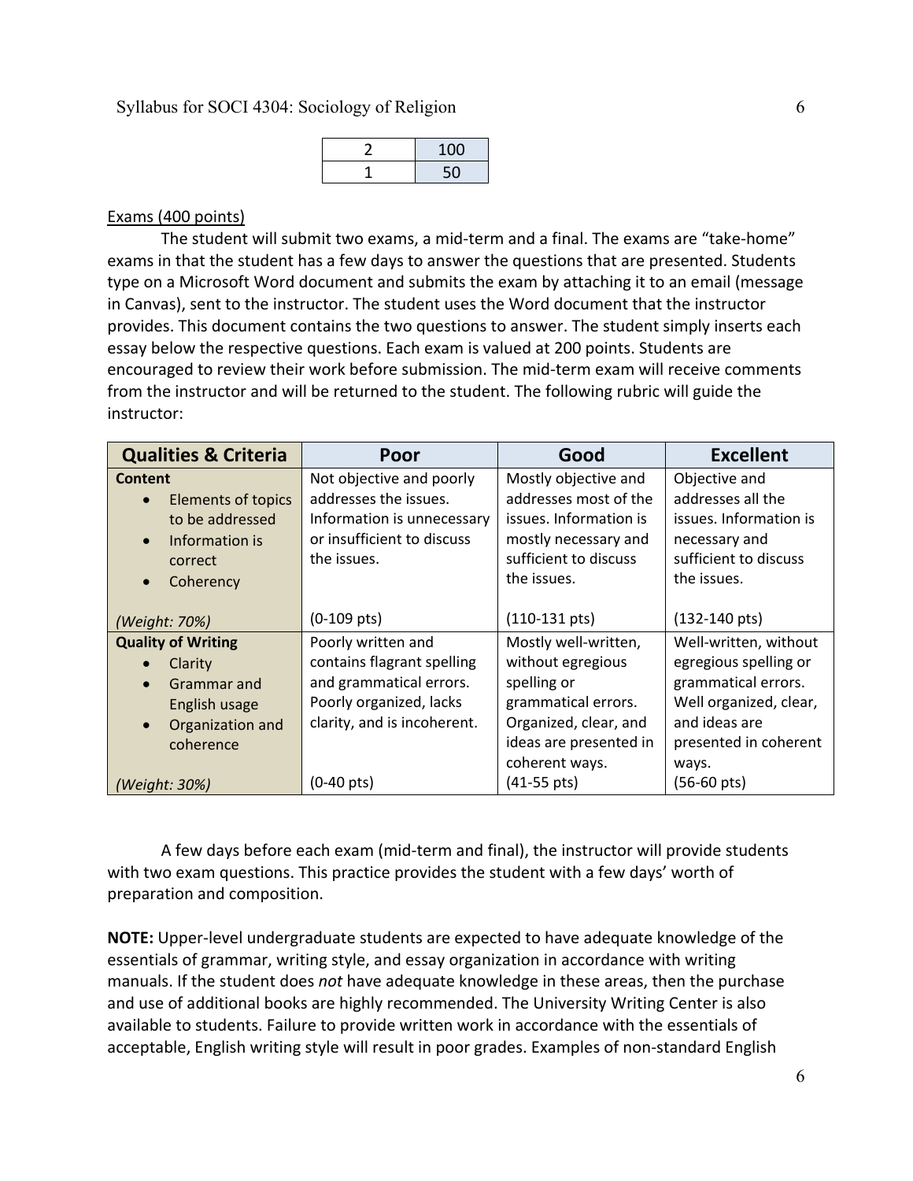| | |
|---|---|
| 2 | 100 |
| 1 | 50 |

<u>Exams (400 points)</u>

The student will submit two exams, a mid-term and a final. The exams are "take-home" exams in that the student has a few days to answer the questions that are presented. Students type on a Microsoft Word document and submits the exam by attaching it to an email (message in Canvas), sent to the instructor. The student uses the Word document that the instructor provides. This document contains the two questions to answer. The student simply inserts each essay below the respective questions. Each exam is valued at 200 points. Students are encouraged to review their work before submission. The mid-term exam will receive comments from the instructor and will be returned to the student. The following rubric will guide the instructor:

| Qualities & Criteria | Poor | Good | Excellent |
|---|---|---|---|
| **Content**<br>• Elements of topics to be addressed<br>• Information is correct<br>• Coherency<br><br>*(Weight: 70%)* | Not objective and poorly addresses the issues. Information is unnecessary or insufficient to discuss the issues.<br><br>(0-109 pts) | Mostly objective and addresses most of the issues. Information is mostly necessary and sufficient to discuss the issues.<br><br>(110-131 pts) | Objective and addresses all the issues. Information is necessary and sufficient to discuss the issues.<br><br>(132-140 pts) |
| **Quality of Writing**<br>• Clarity<br>• Grammar and English usage<br>• Organization and coherence<br><br>*(Weight: 30%)* | Poorly written and contains flagrant spelling and grammatical errors. Poorly organized, lacks clarity, and is incoherent.<br><br>(0-40 pts) | Mostly well-written, without egregious spelling or grammatical errors. Organized, clear, and ideas are presented in coherent ways.<br>(41-55 pts) | Well-written, without egregious spelling or grammatical errors. Well organized, clear, and ideas are presented in coherent ways.<br>(56-60 pts) |

A few days before each exam (mid-term and final), the instructor will provide students with two exam questions. This practice provides the student with a few days' worth of preparation and composition.

**NOTE:** Upper-level undergraduate students are expected to have adequate knowledge of the essentials of grammar, writing style, and essay organization in accordance with writing manuals. If the student does *not* have adequate knowledge in these areas, then the purchase and use of additional books are highly recommended. The University Writing Center is also available to students. Failure to provide written work in accordance with the essentials of acceptable, English writing style will result in poor grades. Examples of non-standard English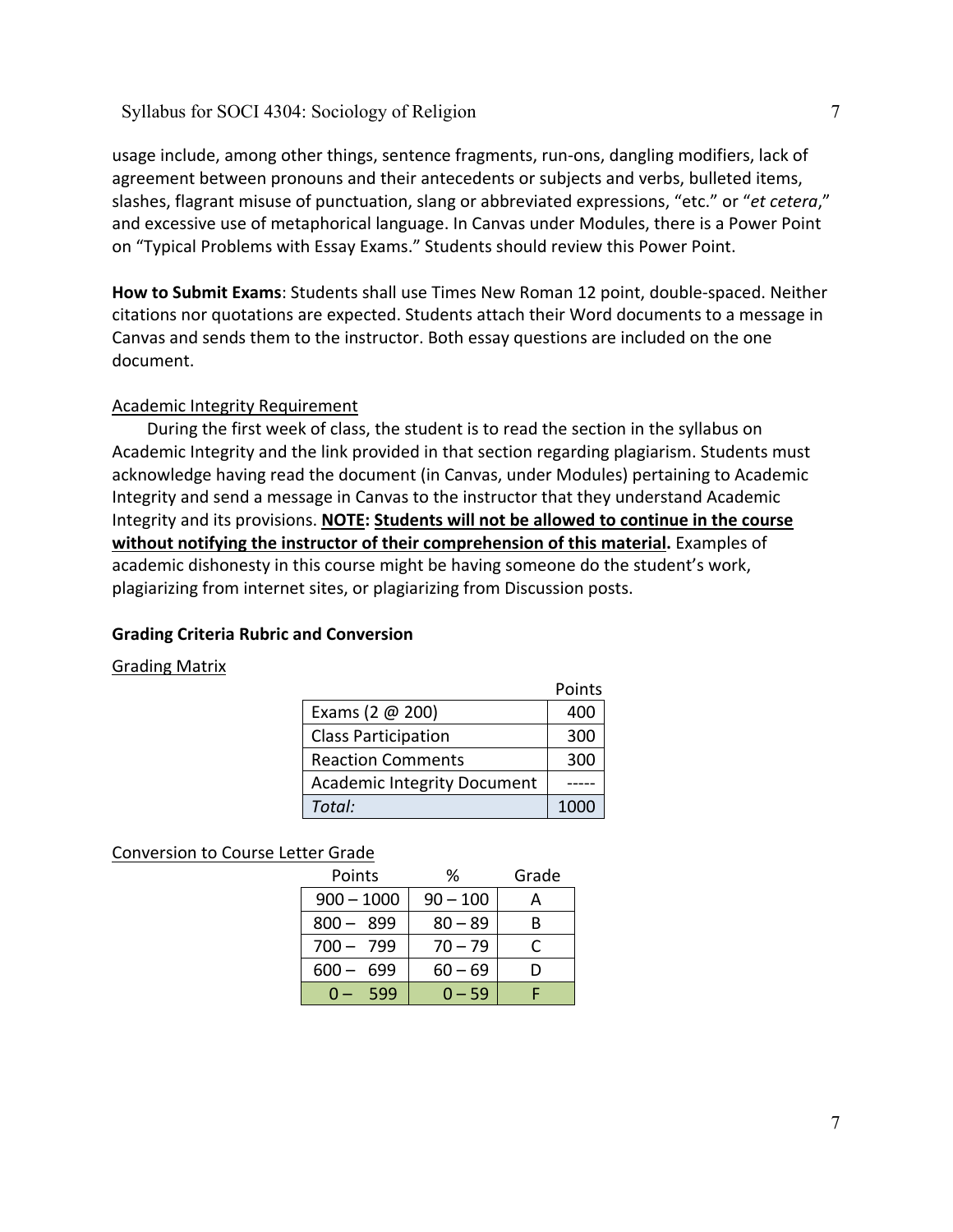usage include, among other things, sentence fragments, run-ons, dangling modifiers, lack of agreement between pronouns and their antecedents or subjects and verbs, bulleted items, slashes, flagrant misuse of punctuation, slang or abbreviated expressions, "etc." or "*et cetera*," and excessive use of metaphorical language. In Canvas under Modules, there is a Power Point on "Typical Problems with Essay Exams." Students should review this Power Point.

**How to Submit Exams**: Students shall use Times New Roman 12 point, double-spaced. Neither citations nor quotations are expected. Students attach their Word documents to a message in Canvas and sends them to the instructor. Both essay questions are included on the one document.

<u>Academic Integrity Requirement</u>

During the first week of class, the student is to read the section in the syllabus on Academic Integrity and the link provided in that section regarding plagiarism. Students must acknowledge having read the document (in Canvas, under Modules) pertaining to Academic Integrity and send a message in Canvas to the instructor that they understand Academic Integrity and its provisions. <u>**NOTE**</u>**:** <u>**Students will not be allowed to continue in the course without notifying the instructor of their comprehension of this material.**</u> Examples of academic dishonesty in this course might be having someone do the student's work, plagiarizing from internet sites, or plagiarizing from Discussion posts.

### Grading Criteria Rubric and Conversion

<u>Grading Matrix</u>

| | Points |
|---|---|
| Exams (2 @ 200) | 400 |
| Class Participation | 300 |
| Reaction Comments | 300 |
| Academic Integrity Document | ----- |
| *Total:* | 1000 |

<u>Conversion to Course Letter Grade</u>

| Points | % | Grade |
|---|---|---|
| 900 – 1000 | 90 – 100 | A |
| 800 – 899 | 80 – 89 | B |
| 700 – 799 | 70 – 79 | C |
| 600 – 699 | 60 – 69 | D |
| 0 – 599 | 0 – 59 | F |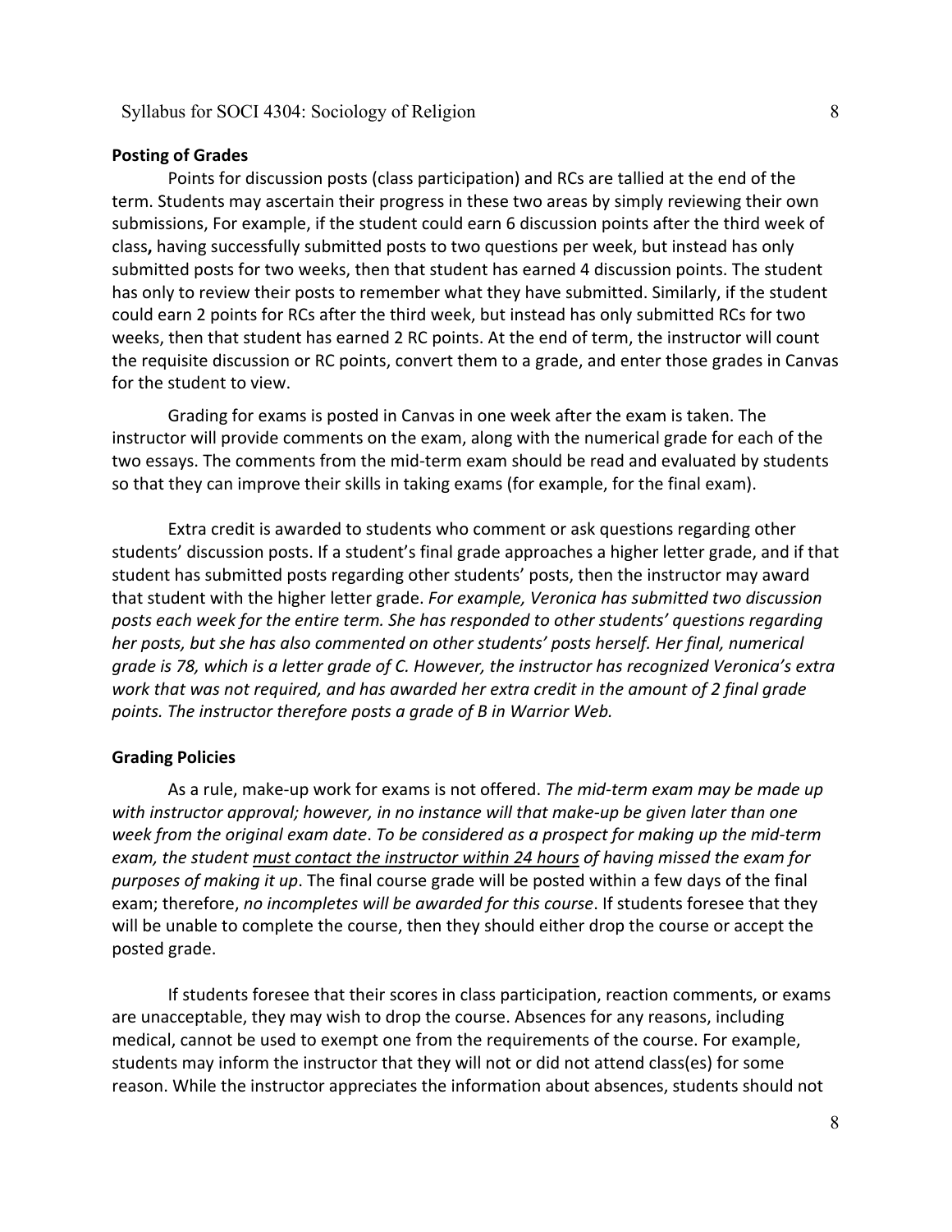**Posting of Grades**

Points for discussion posts (class participation) and RCs are tallied at the end of the term. Students may ascertain their progress in these two areas by simply reviewing their own submissions, For example, if the student could earn 6 discussion points after the third week of class**,** having successfully submitted posts to two questions per week, but instead has only submitted posts for two weeks, then that student has earned 4 discussion points. The student has only to review their posts to remember what they have submitted. Similarly, if the student could earn 2 points for RCs after the third week, but instead has only submitted RCs for two weeks, then that student has earned 2 RC points. At the end of term, the instructor will count the requisite discussion or RC points, convert them to a grade, and enter those grades in Canvas for the student to view.

Grading for exams is posted in Canvas in one week after the exam is taken. The instructor will provide comments on the exam, along with the numerical grade for each of the two essays. The comments from the mid-term exam should be read and evaluated by students so that they can improve their skills in taking exams (for example, for the final exam).

Extra credit is awarded to students who comment or ask questions regarding other students' discussion posts. If a student's final grade approaches a higher letter grade, and if that student has submitted posts regarding other students' posts, then the instructor may award that student with the higher letter grade. *For example, Veronica has submitted two discussion posts each week for the entire term. She has responded to other students' questions regarding her posts, but she has also commented on other students' posts herself. Her final, numerical grade is 78, which is a letter grade of C. However, the instructor has recognized Veronica's extra work that was not required, and has awarded her extra credit in the amount of 2 final grade points. The instructor therefore posts a grade of B in Warrior Web.*

**Grading Policies**

As a rule, make-up work for exams is not offered. *The mid-term exam may be made up with instructor approval; however, in no instance will that make-up be given later than one week from the original exam date*. *To be considered as a prospect for making up the mid-term exam, the student <u>must contact the instructor within 24 hours</u> of having missed the exam for purposes of making it up*. The final course grade will be posted within a few days of the final exam; therefore, *no incompletes will be awarded for this course*. If students foresee that they will be unable to complete the course, then they should either drop the course or accept the posted grade.

If students foresee that their scores in class participation, reaction comments, or exams are unacceptable, they may wish to drop the course. Absences for any reasons, including medical, cannot be used to exempt one from the requirements of the course. For example, students may inform the instructor that they will not or did not attend class(es) for some reason. While the instructor appreciates the information about absences, students should not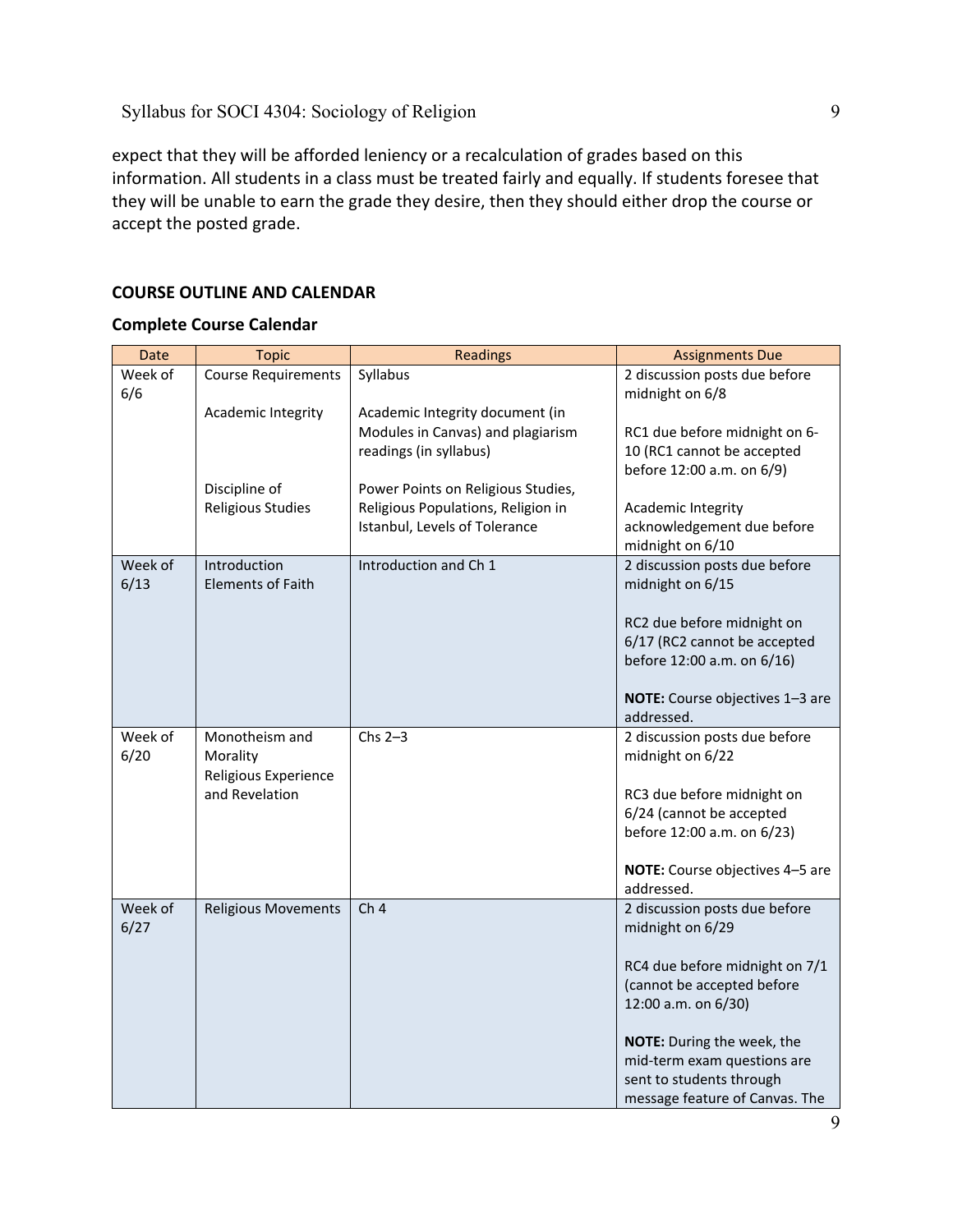expect that they will be afforded leniency or a recalculation of grades based on this information. All students in a class must be treated fairly and equally. If students foresee that they will be unable to earn the grade they desire, then they should either drop the course or accept the posted grade.

**COURSE OUTLINE AND CALENDAR**

**Complete Course Calendar**

| Date | Topic | Readings | Assignments Due |
| --- | --- | --- | --- |
| Week of 6/6 | Course Requirements<br><br>Academic Integrity<br><br>Discipline of Religious Studies | Syllabus<br><br>Academic Integrity document (in Modules in Canvas) and plagiarism readings (in syllabus)<br><br>Power Points on Religious Studies, Religious Populations, Religion in Istanbul, Levels of Tolerance | 2 discussion posts due before midnight on 6/8<br><br>RC1 due before midnight on 6-10 (RC1 cannot be accepted before 12:00 a.m. on 6/9)<br><br>Academic Integrity acknowledgement due before midnight on 6/10 |
| Week of 6/13 | Introduction Elements of Faith | Introduction and Ch 1 | 2 discussion posts due before midnight on 6/15<br><br>RC2 due before midnight on 6/17 (RC2 cannot be accepted before 12:00 a.m. on 6/16)<br><br>**NOTE:** Course objectives 1–3 are addressed. |
| Week of 6/20 | Monotheism and Morality<br>Religious Experience and Revelation | Chs 2–3 | 2 discussion posts due before midnight on 6/22<br><br>RC3 due before midnight on 6/24 (cannot be accepted before 12:00 a.m. on 6/23)<br><br>**NOTE:** Course objectives 4–5 are addressed. |
| Week of 6/27 | Religious Movements | Ch 4 | 2 discussion posts due before midnight on 6/29<br><br>RC4 due before midnight on 7/1 (cannot be accepted before 12:00 a.m. on 6/30)<br><br>**NOTE:** During the week, the mid-term exam questions are sent to students through message feature of Canvas. The |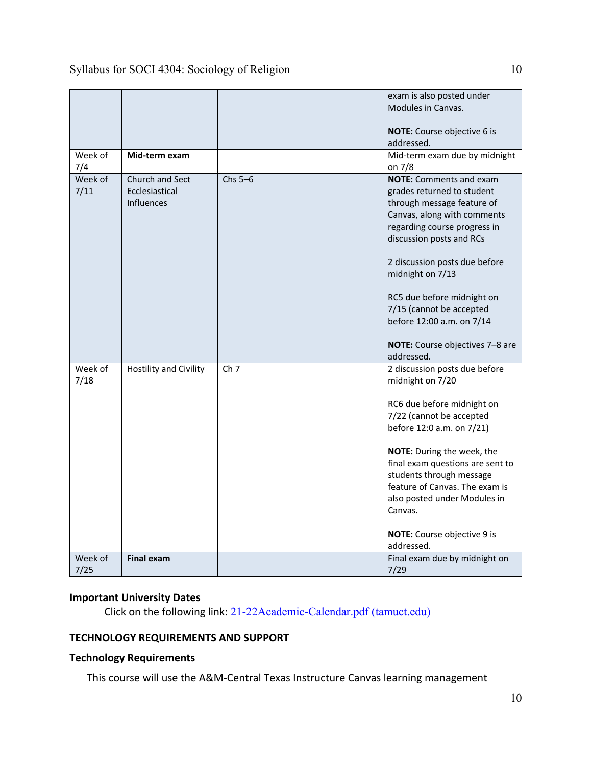| | | | |
|---|---|---|---|
| | | | exam is also posted under Modules in Canvas.<br><br>**NOTE:** Course objective 6 is addressed. |
| Week of 7/4 | **Mid-term exam** | | Mid-term exam due by midnight on 7/8 |
| Week of 7/11 | Church and Sect Ecclesiastical Influences | Chs 5–6 | **NOTE:** Comments and exam grades returned to student through message feature of Canvas, along with comments regarding course progress in discussion posts and RCs<br><br>2 discussion posts due before midnight on 7/13<br><br>RC5 due before midnight on 7/15 (cannot be accepted before 12:00 a.m. on 7/14<br><br>**NOTE:** Course objectives 7–8 are addressed. |
| Week of 7/18 | Hostility and Civility | Ch 7 | 2 discussion posts due before midnight on 7/20<br><br>RC6 due before midnight on 7/22 (cannot be accepted before 12:0 a.m. on 7/21)<br><br>**NOTE:** During the week, the final exam questions are sent to students through message feature of Canvas. The exam is also posted under Modules in Canvas.<br><br>**NOTE:** Course objective 9 is addressed. |
| Week of 7/25 | **Final exam** | | Final exam due by midnight on 7/29 |

### Important University Dates

Click on the following link: [21-22Academic-Calendar.pdf (tamuct.edu)]

## TECHNOLOGY REQUIREMENTS AND SUPPORT

### Technology Requirements

This course will use the A&M-Central Texas Instructure Canvas learning management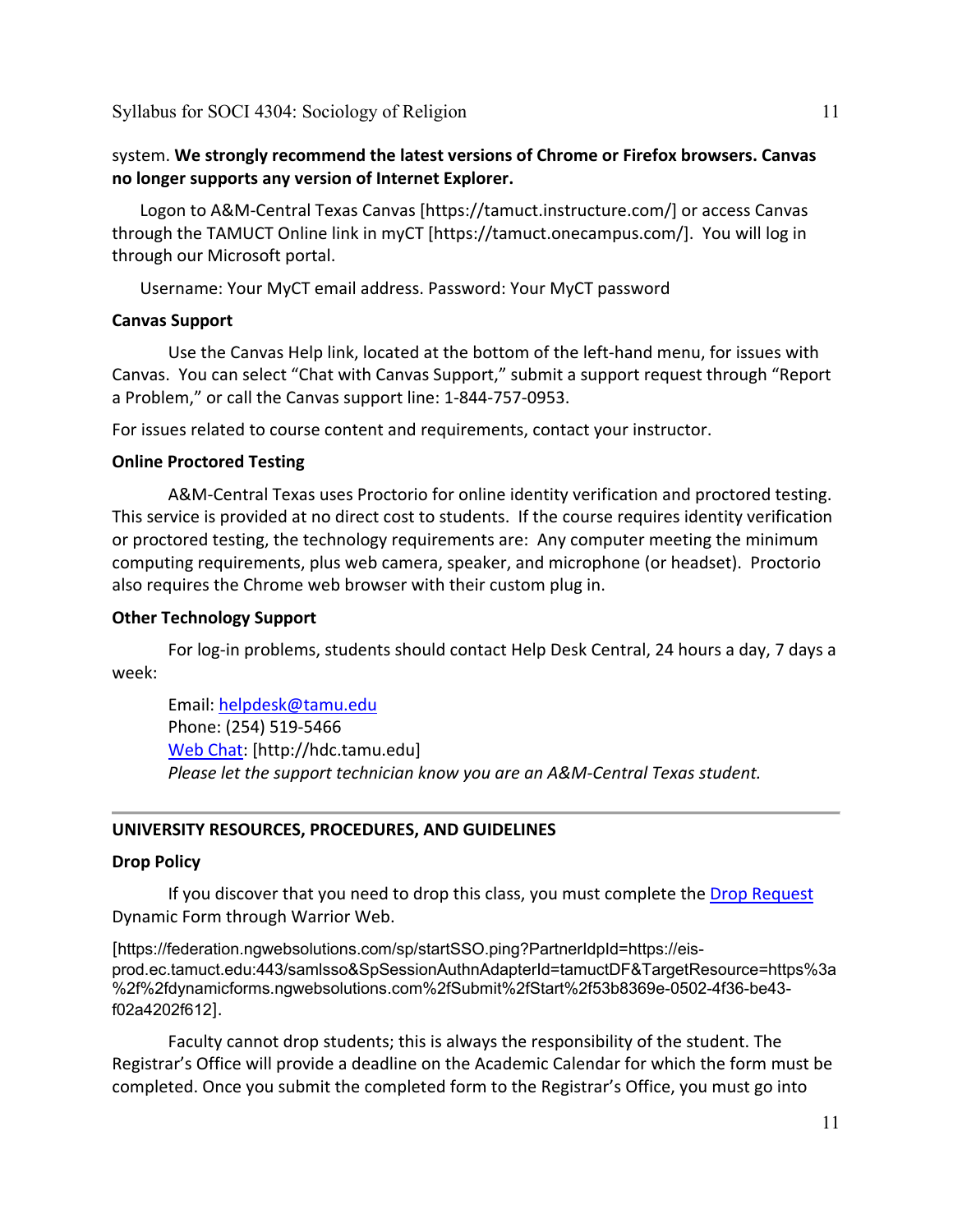system. **We strongly recommend the latest versions of Chrome or Firefox browsers. Canvas no longer supports any version of Internet Explorer.**

Logon to A&M-Central Texas Canvas [https://tamuct.instructure.com/] or access Canvas through the TAMUCT Online link in myCT [https://tamuct.onecampus.com/]. You will log in through our Microsoft portal.

Username: Your MyCT email address. Password: Your MyCT password

**Canvas Support**

Use the Canvas Help link, located at the bottom of the left-hand menu, for issues with Canvas. You can select "Chat with Canvas Support," submit a support request through "Report a Problem," or call the Canvas support line: 1-844-757-0953.

For issues related to course content and requirements, contact your instructor.

**Online Proctored Testing**

A&M-Central Texas uses Proctorio for online identity verification and proctored testing. This service is provided at no direct cost to students. If the course requires identity verification or proctored testing, the technology requirements are: Any computer meeting the minimum computing requirements, plus web camera, speaker, and microphone (or headset). Proctorio also requires the Chrome web browser with their custom plug in.

**Other Technology Support**

For log-in problems, students should contact Help Desk Central, 24 hours a day, 7 days a week:

Email: helpdesk@tamu.edu
Phone: (254) 519-5466
Web Chat: [http://hdc.tamu.edu]
*Please let the support technician know you are an A&M-Central Texas student.*

---

**UNIVERSITY RESOURCES, PROCEDURES, AND GUIDELINES**

**Drop Policy**

If you discover that you need to drop this class, you must complete the Drop Request Dynamic Form through Warrior Web.

[https://federation.ngwebsolutions.com/sp/startSSO.ping?PartnerIdpId=https://eis-prod.ec.tamuct.edu:443/samlsso&SpSessionAuthnAdapterId=tamuctDF&TargetResource=https%3a%2f%2fdynamicforms.ngwebsolutions.com%2fSubmit%2fStart%2f53b8369e-0502-4f36-be43-f02a4202f612].

Faculty cannot drop students; this is always the responsibility of the student. The Registrar's Office will provide a deadline on the Academic Calendar for which the form must be completed. Once you submit the completed form to the Registrar's Office, you must go into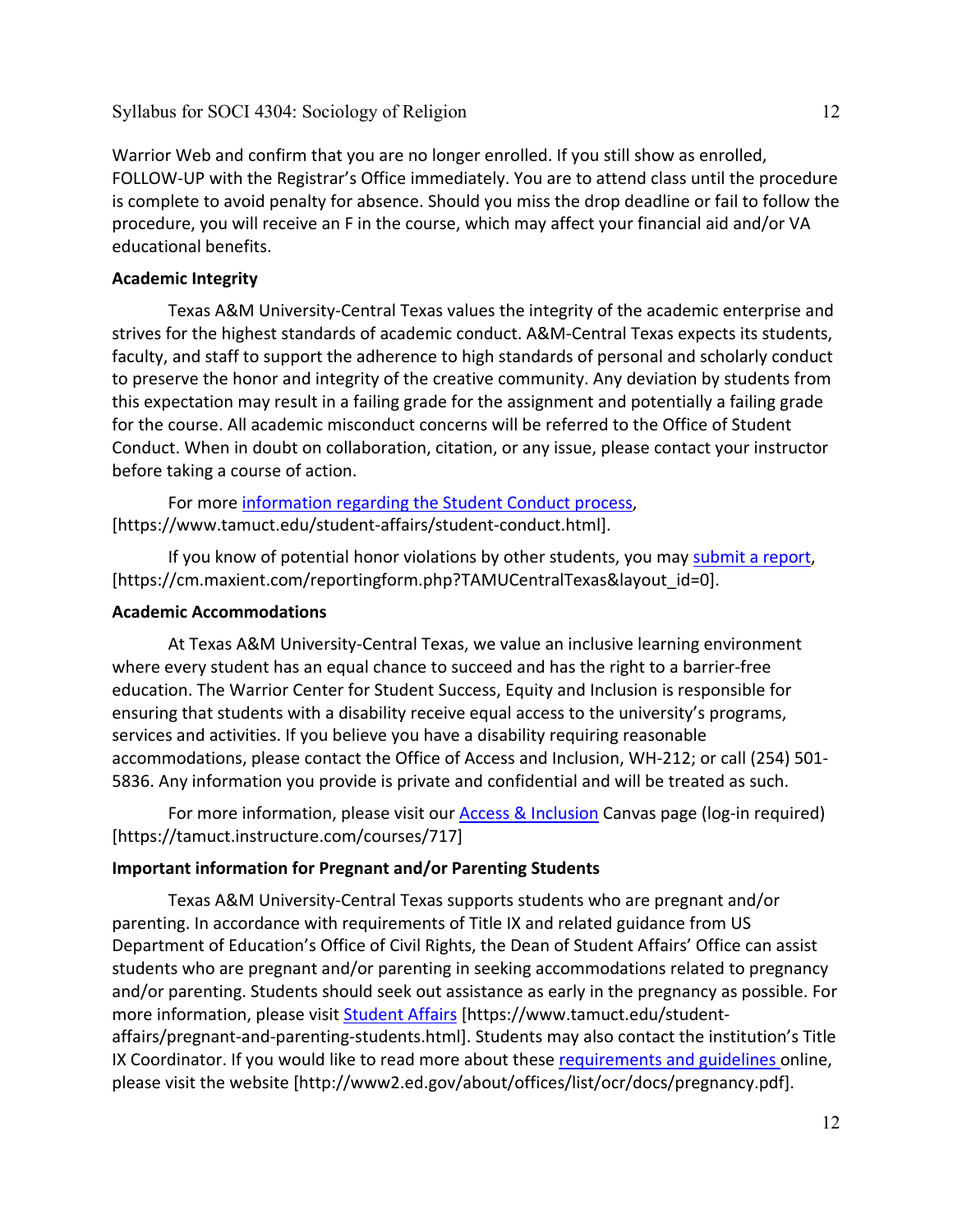Warrior Web and confirm that you are no longer enrolled. If you still show as enrolled, FOLLOW-UP with the Registrar's Office immediately. You are to attend class until the procedure is complete to avoid penalty for absence. Should you miss the drop deadline or fail to follow the procedure, you will receive an F in the course, which may affect your financial aid and/or VA educational benefits.

**Academic Integrity**

Texas A&M University-Central Texas values the integrity of the academic enterprise and strives for the highest standards of academic conduct. A&M-Central Texas expects its students, faculty, and staff to support the adherence to high standards of personal and scholarly conduct to preserve the honor and integrity of the creative community. Any deviation by students from this expectation may result in a failing grade for the assignment and potentially a failing grade for the course. All academic misconduct concerns will be referred to the Office of Student Conduct. When in doubt on collaboration, citation, or any issue, please contact your instructor before taking a course of action.

For more information regarding the Student Conduct process, [https://www.tamuct.edu/student-affairs/student-conduct.html].

If you know of potential honor violations by other students, you may submit a report, [https://cm.maxient.com/reportingform.php?TAMUCentralTexas&layout_id=0].

**Academic Accommodations**

At Texas A&M University-Central Texas, we value an inclusive learning environment where every student has an equal chance to succeed and has the right to a barrier-free education. The Warrior Center for Student Success, Equity and Inclusion is responsible for ensuring that students with a disability receive equal access to the university's programs, services and activities. If you believe you have a disability requiring reasonable accommodations, please contact the Office of Access and Inclusion, WH-212; or call (254) 501-5836. Any information you provide is private and confidential and will be treated as such.

For more information, please visit our Access & Inclusion Canvas page (log-in required) [https://tamuct.instructure.com/courses/717]

**Important information for Pregnant and/or Parenting Students**

Texas A&M University-Central Texas supports students who are pregnant and/or parenting. In accordance with requirements of Title IX and related guidance from US Department of Education's Office of Civil Rights, the Dean of Student Affairs' Office can assist students who are pregnant and/or parenting in seeking accommodations related to pregnancy and/or parenting. Students should seek out assistance as early in the pregnancy as possible. For more information, please visit Student Affairs [https://www.tamuct.edu/student-affairs/pregnant-and-parenting-students.html]. Students may also contact the institution's Title IX Coordinator. If you would like to read more about these requirements and guidelines online, please visit the website [http://www2.ed.gov/about/offices/list/ocr/docs/pregnancy.pdf].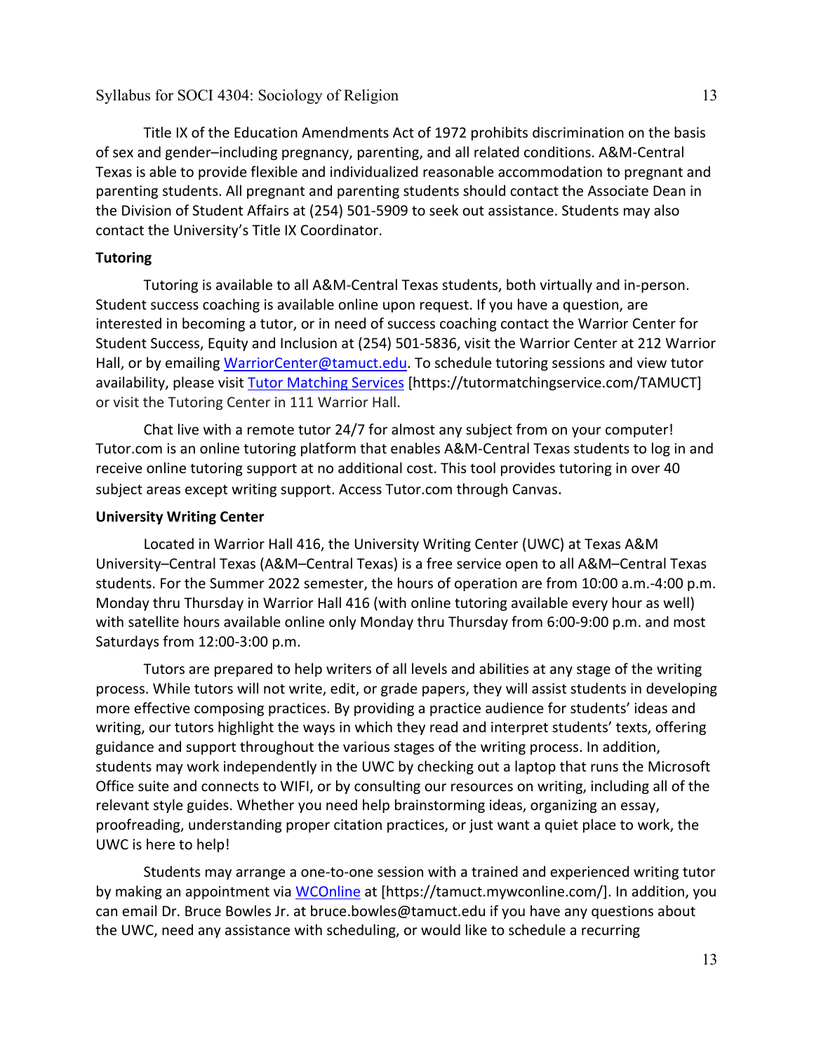Title IX of the Education Amendments Act of 1972 prohibits discrimination on the basis of sex and gender–including pregnancy, parenting, and all related conditions. A&M-Central Texas is able to provide flexible and individualized reasonable accommodation to pregnant and parenting students. All pregnant and parenting students should contact the Associate Dean in the Division of Student Affairs at (254) 501-5909 to seek out assistance. Students may also contact the University's Title IX Coordinator.

**Tutoring**

Tutoring is available to all A&M-Central Texas students, both virtually and in-person. Student success coaching is available online upon request. If you have a question, are interested in becoming a tutor, or in need of success coaching contact the Warrior Center for Student Success, Equity and Inclusion at (254) 501-5836, visit the Warrior Center at 212 Warrior Hall, or by emailing WarriorCenter@tamuct.edu. To schedule tutoring sessions and view tutor availability, please visit Tutor Matching Services [https://tutormatchingservice.com/TAMUCT] or visit the Tutoring Center in 111 Warrior Hall.

Chat live with a remote tutor 24/7 for almost any subject from on your computer! Tutor.com is an online tutoring platform that enables A&M-Central Texas students to log in and receive online tutoring support at no additional cost. This tool provides tutoring in over 40 subject areas except writing support. Access Tutor.com through Canvas.

**University Writing Center**

Located in Warrior Hall 416, the University Writing Center (UWC) at Texas A&M University–Central Texas (A&M–Central Texas) is a free service open to all A&M–Central Texas students. For the Summer 2022 semester, the hours of operation are from 10:00 a.m.-4:00 p.m. Monday thru Thursday in Warrior Hall 416 (with online tutoring available every hour as well) with satellite hours available online only Monday thru Thursday from 6:00-9:00 p.m. and most Saturdays from 12:00-3:00 p.m.

Tutors are prepared to help writers of all levels and abilities at any stage of the writing process. While tutors will not write, edit, or grade papers, they will assist students in developing more effective composing practices. By providing a practice audience for students' ideas and writing, our tutors highlight the ways in which they read and interpret students' texts, offering guidance and support throughout the various stages of the writing process. In addition, students may work independently in the UWC by checking out a laptop that runs the Microsoft Office suite and connects to WIFI, or by consulting our resources on writing, including all of the relevant style guides. Whether you need help brainstorming ideas, organizing an essay, proofreading, understanding proper citation practices, or just want a quiet place to work, the UWC is here to help!

Students may arrange a one-to-one session with a trained and experienced writing tutor by making an appointment via WCOnline at [https://tamuct.mywconline.com/]. In addition, you can email Dr. Bruce Bowles Jr. at bruce.bowles@tamuct.edu if you have any questions about the UWC, need any assistance with scheduling, or would like to schedule a recurring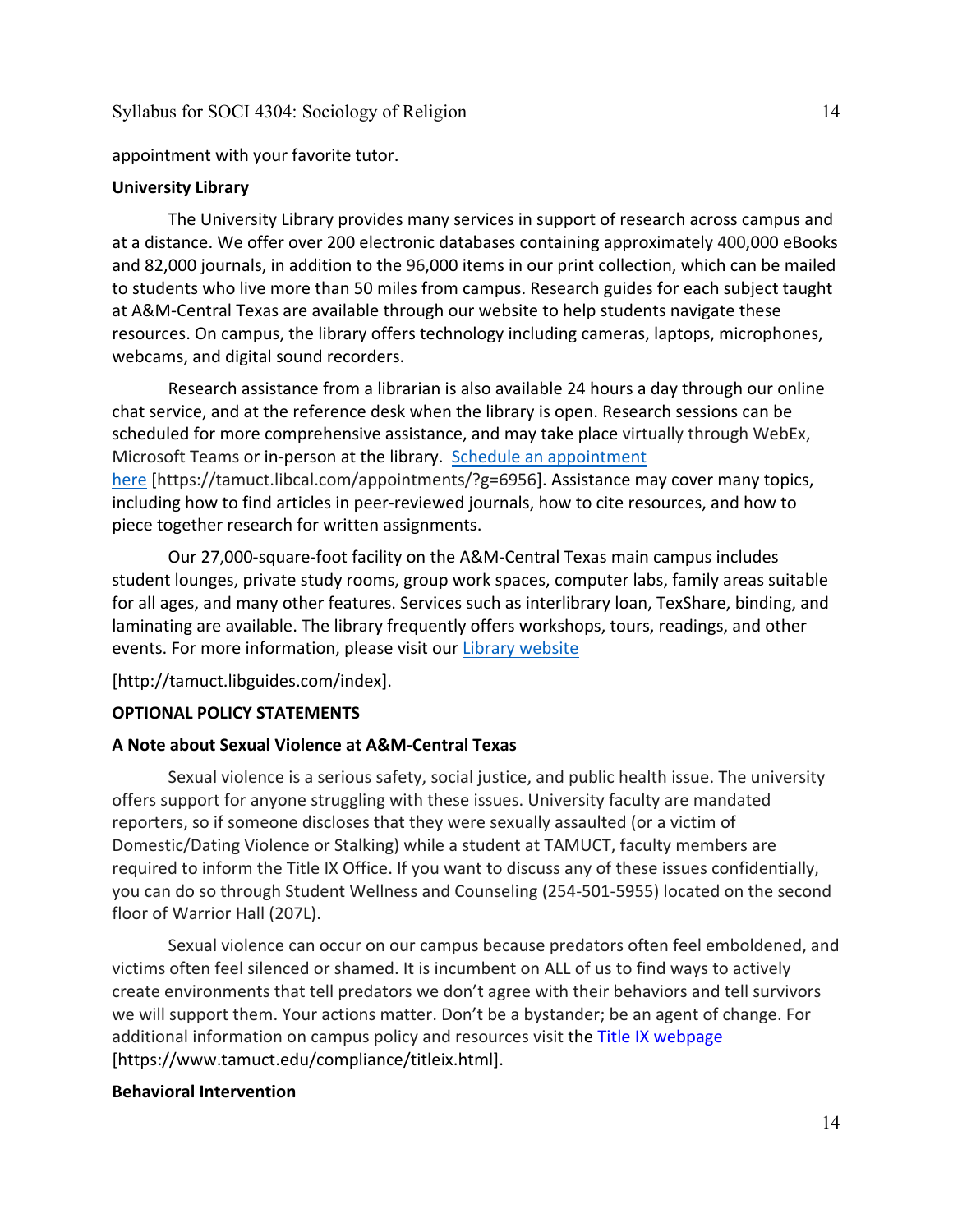appointment with your favorite tutor.

**University Library**

The University Library provides many services in support of research across campus and at a distance. We offer over 200 electronic databases containing approximately 400,000 eBooks and 82,000 journals, in addition to the 96,000 items in our print collection, which can be mailed to students who live more than 50 miles from campus. Research guides for each subject taught at A&M-Central Texas are available through our website to help students navigate these resources. On campus, the library offers technology including cameras, laptops, microphones, webcams, and digital sound recorders.

Research assistance from a librarian is also available 24 hours a day through our online chat service, and at the reference desk when the library is open. Research sessions can be scheduled for more comprehensive assistance, and may take place virtually through WebEx, Microsoft Teams or in-person at the library. [Schedule an appointment here](https://tamuct.libcal.com/appointments/?g=6956) [https://tamuct.libcal.com/appointments/?g=6956]. Assistance may cover many topics, including how to find articles in peer-reviewed journals, how to cite resources, and how to piece together research for written assignments.

Our 27,000-square-foot facility on the A&M-Central Texas main campus includes student lounges, private study rooms, group work spaces, computer labs, family areas suitable for all ages, and many other features. Services such as interlibrary loan, TexShare, binding, and laminating are available. The library frequently offers workshops, tours, readings, and other events. For more information, please visit our [Library website](http://tamuct.libguides.com/index)

[http://tamuct.libguides.com/index].

**OPTIONAL POLICY STATEMENTS**

**A Note about Sexual Violence at A&M-Central Texas**

Sexual violence is a serious safety, social justice, and public health issue. The university offers support for anyone struggling with these issues. University faculty are mandated reporters, so if someone discloses that they were sexually assaulted (or a victim of Domestic/Dating Violence or Stalking) while a student at TAMUCT, faculty members are required to inform the Title IX Office. If you want to discuss any of these issues confidentially, you can do so through Student Wellness and Counseling (254-501-5955) located on the second floor of Warrior Hall (207L).

Sexual violence can occur on our campus because predators often feel emboldened, and victims often feel silenced or shamed. It is incumbent on ALL of us to find ways to actively create environments that tell predators we don't agree with their behaviors and tell survivors we will support them. Your actions matter. Don't be a bystander; be an agent of change. For additional information on campus policy and resources visit the [Title IX webpage](https://www.tamuct.edu/compliance/titleix.html) [https://www.tamuct.edu/compliance/titleix.html].

**Behavioral Intervention**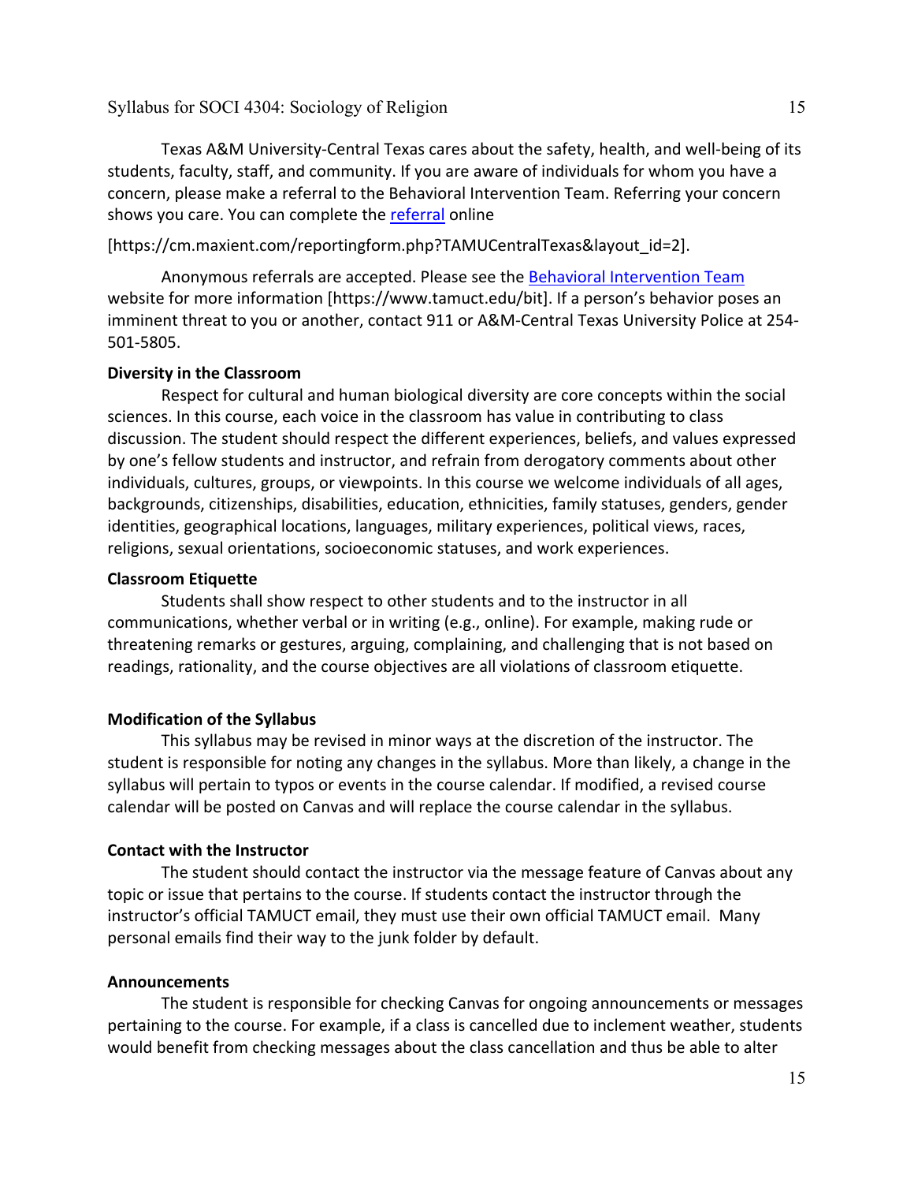Texas A&M University-Central Texas cares about the safety, health, and well-being of its students, faculty, staff, and community. If you are aware of individuals for whom you have a concern, please make a referral to the Behavioral Intervention Team. Referring your concern shows you care. You can complete the referral online

[https://cm.maxient.com/reportingform.php?TAMUCentralTexas&layout_id=2].

Anonymous referrals are accepted. Please see the Behavioral Intervention Team website for more information [https://www.tamuct.edu/bit]. If a person's behavior poses an imminent threat to you or another, contact 911 or A&M-Central Texas University Police at 254-501-5805.

**Diversity in the Classroom**

Respect for cultural and human biological diversity are core concepts within the social sciences. In this course, each voice in the classroom has value in contributing to class discussion. The student should respect the different experiences, beliefs, and values expressed by one's fellow students and instructor, and refrain from derogatory comments about other individuals, cultures, groups, or viewpoints. In this course we welcome individuals of all ages, backgrounds, citizenships, disabilities, education, ethnicities, family statuses, genders, gender identities, geographical locations, languages, military experiences, political views, races, religions, sexual orientations, socioeconomic statuses, and work experiences.

**Classroom Etiquette**

Students shall show respect to other students and to the instructor in all communications, whether verbal or in writing (e.g., online). For example, making rude or threatening remarks or gestures, arguing, complaining, and challenging that is not based on readings, rationality, and the course objectives are all violations of classroom etiquette.

**Modification of the Syllabus**

This syllabus may be revised in minor ways at the discretion of the instructor. The student is responsible for noting any changes in the syllabus. More than likely, a change in the syllabus will pertain to typos or events in the course calendar. If modified, a revised course calendar will be posted on Canvas and will replace the course calendar in the syllabus.

**Contact with the Instructor**

The student should contact the instructor via the message feature of Canvas about any topic or issue that pertains to the course. If students contact the instructor through the instructor's official TAMUCT email, they must use their own official TAMUCT email. Many personal emails find their way to the junk folder by default.

**Announcements**

The student is responsible for checking Canvas for ongoing announcements or messages pertaining to the course. For example, if a class is cancelled due to inclement weather, students would benefit from checking messages about the class cancellation and thus be able to alter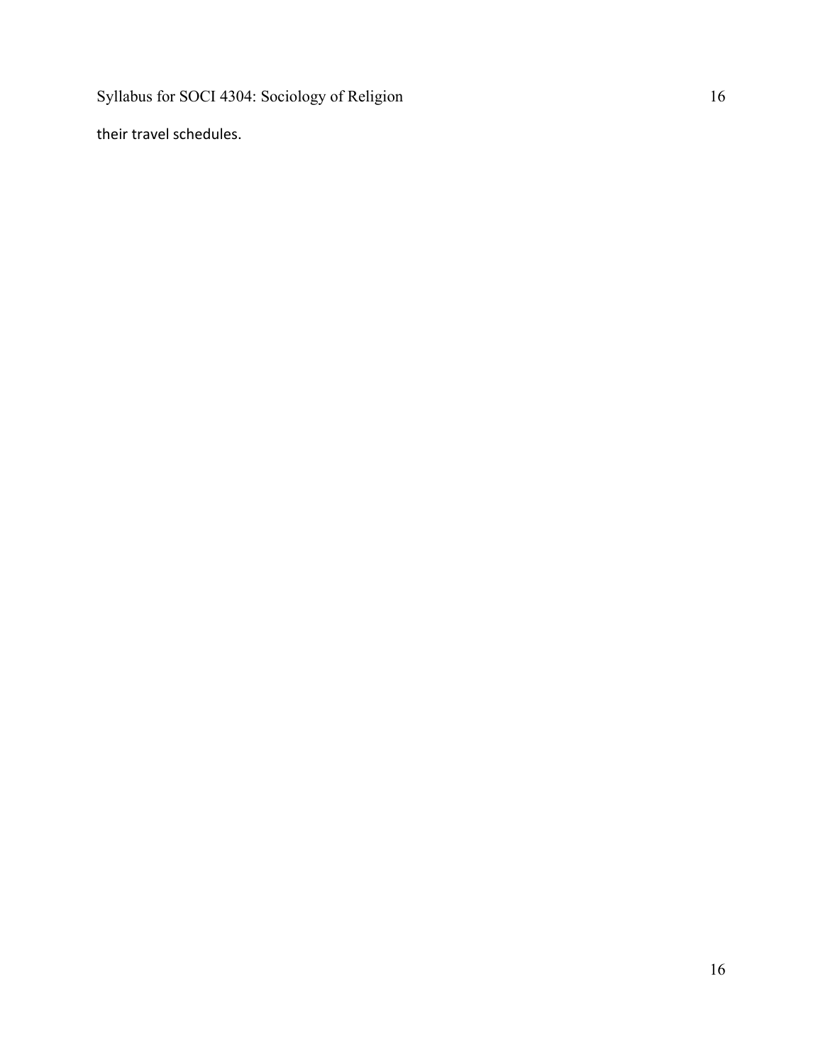their travel schedules.